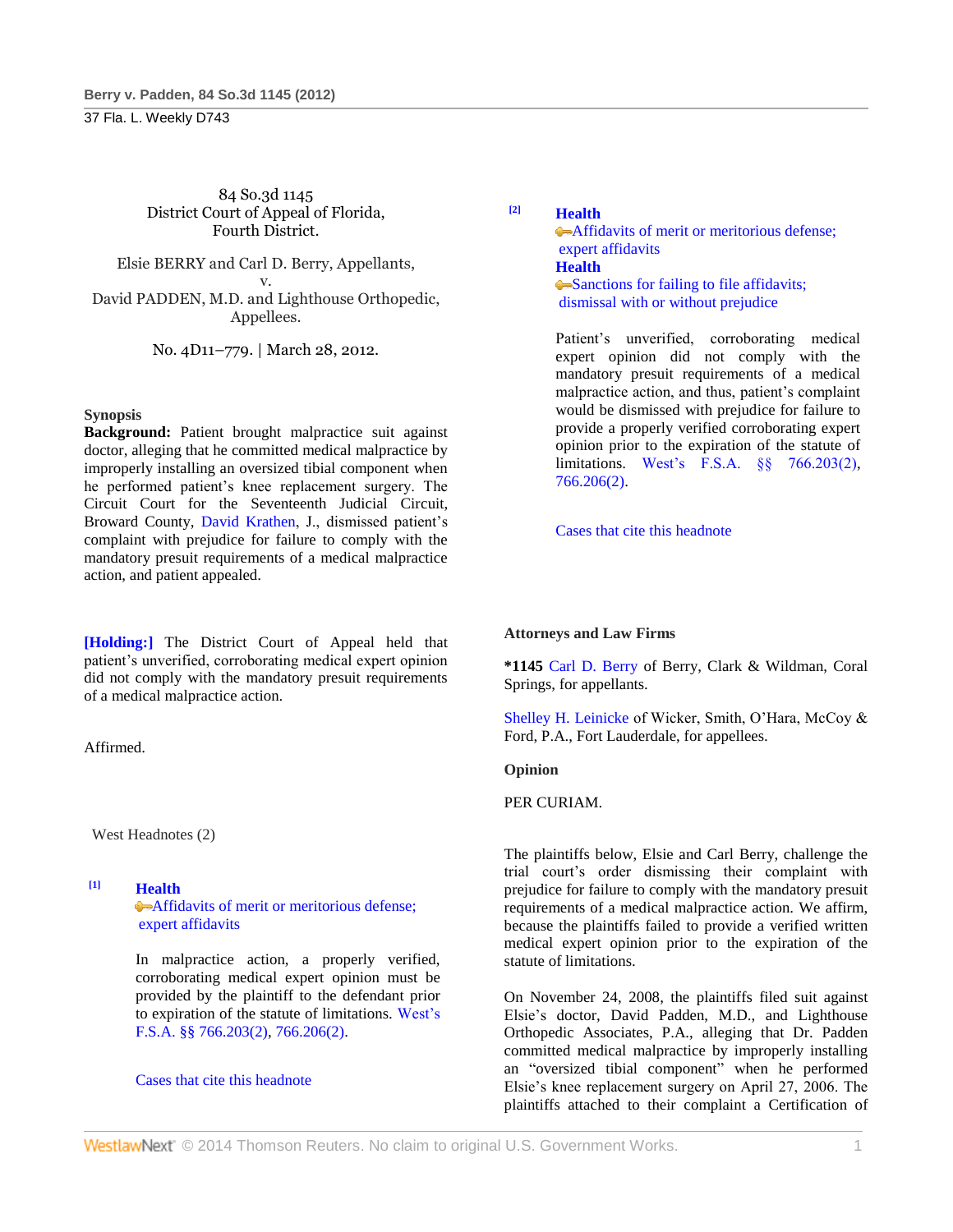84 So.3d 1145
District Court of Appeal of Florida,
Fourth District.

Elsie BERRY and Carl D. Berry, Appellants,
v.
David PADDEN, M.D. and Lighthouse Orthopedic, Appellees.

No. 4D11–779. | March 28, 2012.

**Synopsis**

**Background:** Patient brought malpractice suit against doctor, alleging that he committed medical malpractice by improperly installing an oversized tibial component when he performed patient's knee replacement surgery. The Circuit Court for the Seventeenth Judicial Circuit, Broward County, David Krathen, J., dismissed patient's complaint with prejudice for failure to comply with the mandatory presuit requirements of a medical malpractice action, and patient appealed.

**[Holding:]** The District Court of Appeal held that patient's unverified, corroborating medical expert opinion did not comply with the mandatory presuit requirements of a medical malpractice action.

Affirmed.

West Headnotes (2)

[1] **Health**
Affidavits of merit or meritorious defense; expert affidavits

In malpractice action, a properly verified, corroborating medical expert opinion must be provided by the plaintiff to the defendant prior to expiration of the statute of limitations. West's F.S.A. §§ 766.203(2), 766.206(2).

Cases that cite this headnote

[2] **Health**
Affidavits of merit or meritorious defense; expert affidavits
**Health**
Sanctions for failing to file affidavits; dismissal with or without prejudice

Patient's unverified, corroborating medical expert opinion did not comply with the mandatory presuit requirements of a medical malpractice action, and thus, patient's complaint would be dismissed with prejudice for failure to provide a properly verified corroborating expert opinion prior to the expiration of the statute of limitations. West's F.S.A. §§ 766.203(2), 766.206(2).

Cases that cite this headnote

**Attorneys and Law Firms**

**\*1145** Carl D. Berry of Berry, Clark & Wildman, Coral Springs, for appellants.

Shelley H. Leinicke of Wicker, Smith, O'Hara, McCoy & Ford, P.A., Fort Lauderdale, for appellees.

**Opinion**

PER CURIAM.

The plaintiffs below, Elsie and Carl Berry, challenge the trial court's order dismissing their complaint with prejudice for failure to comply with the mandatory presuit requirements of a medical malpractice action. We affirm, because the plaintiffs failed to provide a verified written medical expert opinion prior to the expiration of the statute of limitations.

On November 24, 2008, the plaintiffs filed suit against Elsie's doctor, David Padden, M.D., and Lighthouse Orthopedic Associates, P.A., alleging that Dr. Padden committed medical malpractice by improperly installing an "oversized tibial component" when he performed Elsie's knee replacement surgery on April 27, 2006. The plaintiffs attached to their complaint a Certification of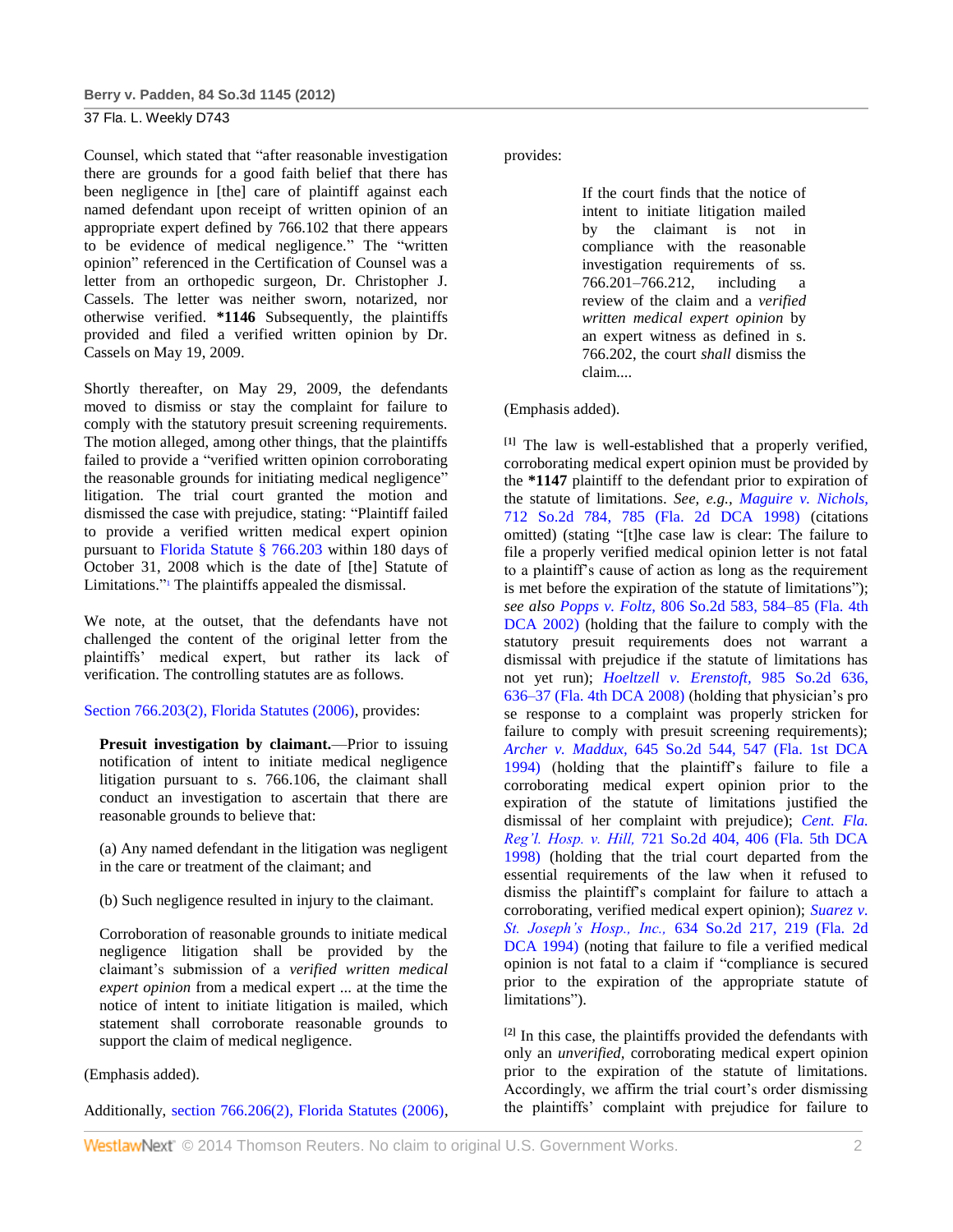Counsel, which stated that "after reasonable investigation there are grounds for a good faith belief that there has been negligence in [the] care of plaintiff against each named defendant upon receipt of written opinion of an appropriate expert defined by 766.102 that there appears to be evidence of medical negligence." The "written opinion" referenced in the Certification of Counsel was a letter from an orthopedic surgeon, Dr. Christopher J. Cassels. The letter was neither sworn, notarized, nor otherwise verified. **\*1146** Subsequently, the plaintiffs provided and filed a verified written opinion by Dr. Cassels on May 19, 2009.

Shortly thereafter, on May 29, 2009, the defendants moved to dismiss or stay the complaint for failure to comply with the statutory presuit screening requirements. The motion alleged, among other things, that the plaintiffs failed to provide a "verified written opinion corroborating the reasonable grounds for initiating medical negligence" litigation. The trial court granted the motion and dismissed the case with prejudice, stating: "Plaintiff failed to provide a verified medical expert opinion pursuant to Florida Statute § 766.203 within 180 days of October 31, 2008 which is the date of [the] Statute of Limitations."[1] The plaintiffs appealed the dismissal.

We note, at the outset, that the defendants have not challenged the content of the original letter from the plaintiffs' medical expert, but rather its lack of verification. The controlling statutes are as follows.

Section 766.203(2), Florida Statutes (2006), provides:

> **Presuit investigation by claimant.**—Prior to issuing notification of intent to initiate medical negligence litigation pursuant to s. 766.106, the claimant shall conduct an investigation to ascertain that there are reasonable grounds to believe that:
>
> (a) Any named defendant in the litigation was negligent in the care or treatment of the claimant; and
>
> (b) Such negligence resulted in injury to the claimant.
>
> Corroboration of reasonable grounds to initiate medical negligence litigation shall be provided by the claimant's submission of a *verified written medical expert opinion* from a medical expert ... at the time the notice of intent to initiate litigation is mailed, which statement shall corroborate reasonable grounds to support the claim of medical negligence.

(Emphasis added).

Additionally, section 766.206(2), Florida Statutes (2006), provides:

> If the court finds that the notice of intent to initiate litigation mailed by the claimant is not in compliance with the reasonable investigation requirements of ss. 766.201–766.212, including a review of the claim and a *verified written medical expert opinion* by an expert witness as defined in s. 766.202, the court *shall* dismiss the claim....

(Emphasis added).

[1] The law is well-established that a properly verified, corroborating medical expert opinion must be provided by the **\*1147** plaintiff to the defendant prior to expiration of the statute of limitations. *See, e.g., Maguire v. Nichols,* 712 So.2d 784, 785 (Fla. 2d DCA 1998) (citations omitted) (stating "[t]he case law is clear: The failure to file a properly verified medical opinion letter is not fatal to a plaintiff's cause of action as long as the requirement is met before the expiration of the statute of limitations"); *see also Popps v. Foltz,* 806 So.2d 583, 584–85 (Fla. 4th DCA 2002) (holding that the failure to comply with the statutory presuit requirements does not warrant a dismissal with prejudice if the statute of limitations has not yet run); *Hoeltzell v. Erenstoft,* 985 So.2d 636, 636–37 (Fla. 4th DCA 2008) (holding that physician's pro se response to a complaint was properly stricken for failure to comply with presuit screening requirements); *Archer v. Maddux,* 645 So.2d 544, 547 (Fla. 1st DCA 1994) (holding that the plaintiff's failure to file a corroborating medical expert opinion prior to the expiration of the statute of limitations justified the dismissal of her complaint with prejudice); *Cent. Fla. Reg'l. Hosp. v. Hill,* 721 So.2d 404, 406 (Fla. 5th DCA 1998) (holding that the trial court departed from the essential requirements of the law when it refused to dismiss the plaintiff's complaint for failure to attach a corroborating, verified medical expert opinion); *Suarez v. St. Joseph's Hosp., Inc.,* 634 So.2d 217, 219 (Fla. 2d DCA 1994) (noting that failure to file a verified medical opinion is not fatal to a claim if "compliance is secured prior to the expiration of the appropriate statute of limitations").

[2] In this case, the plaintiffs provided the defendants with only an *unverified,* corroborating medical expert opinion prior to the expiration of the statute of limitations. Accordingly, we affirm the trial court's order dismissing the plaintiffs' complaint with prejudice for failure to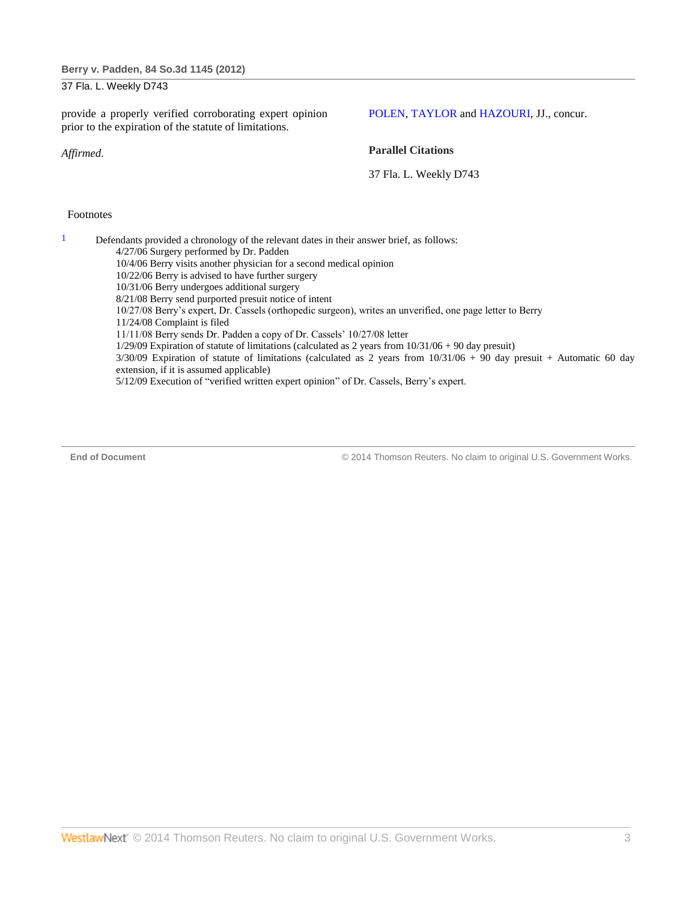provide a properly verified corroborating expert opinion prior to the expiration of the statute of limitations.

*Affirmed.*

POLEN, TAYLOR and HAZOURI, JJ., concur.

**Parallel Citations**

37 Fla. L. Weekly D743

Footnotes

1 Defendants provided a chronology of the relevant dates in their answer brief, as follows:

4/27/06 Surgery performed by Dr. Padden
10/4/06 Berry visits another physician for a second medical opinion
10/22/06 Berry is advised to have further surgery
10/31/06 Berry undergoes additional surgery
8/21/08 Berry send purported presuit notice of intent
10/27/08 Berry's expert, Dr. Cassels (orthopedic surgeon), writes an unverified, one page letter to Berry
11/24/08 Complaint is filed
11/11/08 Berry sends Dr. Padden a copy of Dr. Cassels' 10/27/08 letter
1/29/09 Expiration of statute of limitations (calculated as 2 years from 10/31/06 + 90 day presuit)
3/30/09 Expiration of statute of limitations (calculated as 2 years from 10/31/06 + 90 day presuit + Automatic 60 day extension, if it is assumed applicable)
5/12/09 Execution of "verified written expert opinion" of Dr. Cassels, Berry's expert.

End of Document © 2014 Thomson Reuters. No claim to original U.S. Government Works.